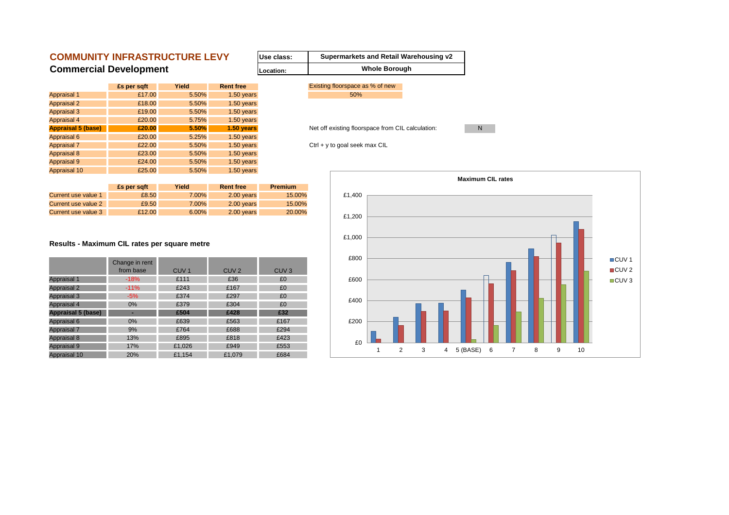## COMMUNITY INFRASTRUCTURE LEVY
## Commercial Development

| Use class: | Supermarkets and Retail Warehousing v2 |
|---|---|
| Location: | Whole Borough |

| | £s per sqft | Yield | Rent free |
|---|---|---|---|
| Appraisal 1 | £17.00 | 5.50% | 1.50 years |
| Appraisal 2 | £18.00 | 5.50% | 1.50 years |
| Appraisal 3 | £19.00 | 5.50% | 1.50 years |
| Appraisal 4 | £20.00 | 5.75% | 1.50 years |
| **Appraisal 5 (base)** | **£20.00** | **5.50%** | **1.50 years** |
| Appraisal 6 | £20.00 | 5.25% | 1.50 years |
| Appraisal 7 | £22.00 | 5.50% | 1.50 years |
| Appraisal 8 | £23.00 | 5.50% | 1.50 years |
| Appraisal 9 | £24.00 | 5.50% | 1.50 years |
| Appraisal 10 | £25.00 | 5.50% | 1.50 years |

Existing floorspace as % of new

50%

Net off existing floorspace from CIL calculation: N

Ctrl + y to goal seek max CIL

| | £s per sqft | Yield | Rent free | Premium |
|---|---|---|---|---|
| Current use value 1 | £8.50 | 7.00% | 2.00 years | 15.00% |
| Current use value 2 | £9.50 | 7.00% | 2.00 years | 15.00% |
| Current use value 3 | £12.00 | 6.00% | 2.00 years | 20.00% |

### Results - Maximum CIL rates per square metre

| | Change in rent from base | CUV 1 | CUV 2 | CUV 3 |
|---|---|---|---|---|
| Appraisal 1 | -18% | £111 | £36 | £0 |
| Appraisal 2 | -11% | £243 | £167 | £0 |
| Appraisal 3 | -5% | £374 | £297 | £0 |
| Appraisal 4 | 0% | £379 | £304 | £0 |
| **Appraisal 5 (base)** | **-** | **£504** | **£428** | **£32** |
| Appraisal 6 | 0% | £639 | £563 | £167 |
| Appraisal 7 | 9% | £764 | £688 | £294 |
| Appraisal 8 | 13% | £895 | £818 | £423 |
| Appraisal 9 | 17% | £1,026 | £949 | £553 |
| Appraisal 10 | 20% | £1,154 | £1,079 | £684 |

Maximum CIL rates

£1,400
£1,200
£1,000
£800
£600
£400
£200
£0

1 2 3 4 5 (BASE) 6 7 8 9 10

CUV 1
CUV 2
CUV 3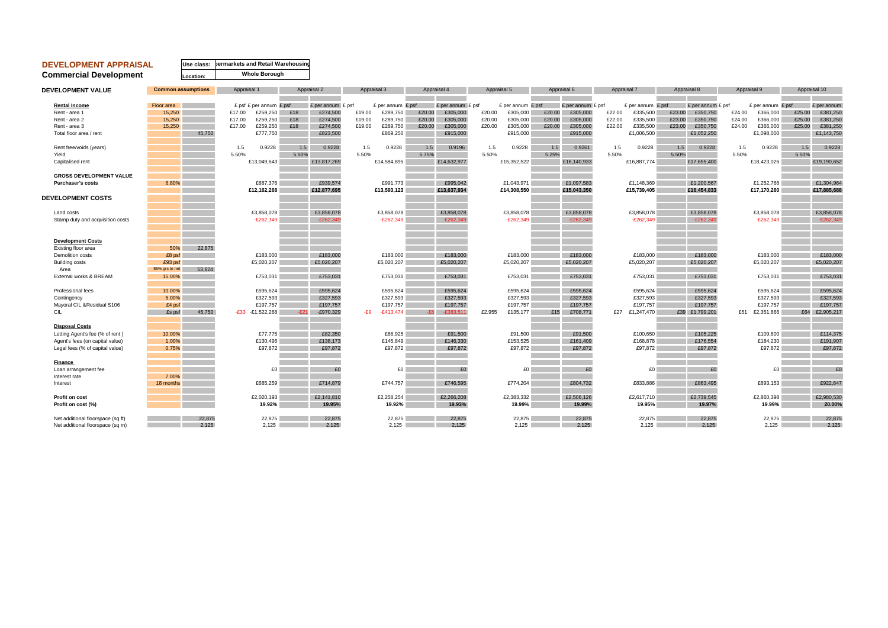# DEVELOPMENT APPRAISAL

## Commercial Development

| Use class: | permarkets and Retail Warehousing |
|---|---|
| Location: | Whole Borough |

| DEVELOPMENT VALUE | Common assumptions | | Appraisal 1 | | Appraisal 2 | | Appraisal 3 | | Appraisal 4 | | Appraisal 5 | | Appraisal 6 | | Appraisal 7 | | Appraisal 8 | | Appraisal 9 | | Appraisal 10 | |
|---|---|---|---|---|---|---|---|---|---|---|---|---|---|---|---|---|---|---|---|---|---|---|
| **Rental Income** | Floor area | | £ psf | £ per annum | £ psf | £ per annum | £ psf | £ per annum | £ psf | £ per annum | £ psf | £ per annum | £ psf | £ per annum | £ psf | £ per annum | £ psf | £ per annum | £ psf | £ per annum | £ psf | £ per annum |
| Rent - area 1 | 15,250 | | £17.00 | £259,250 | £18 | £274,500 | £19.00 | £289,750 | £20.00 | £305,000 | £20.00 | £305,000 | £20.00 | £305,000 | £22.00 | £335,500 | £23.00 | £350,750 | £24.00 | £366,000 | £25.00 | £381,250 |
| Rent - area 2 | 15,250 | | £17.00 | £259,250 | £18 | £274,500 | £19.00 | £289,750 | £20.00 | £305,000 | £20.00 | £305,000 | £20.00 | £305,000 | £22.00 | £335,500 | £23.00 | £350,750 | £24.00 | £366,000 | £25.00 | £381,250 |
| Rent - area 3 | 15,250 | | £17.00 | £259,250 | £18 | £274,500 | £19.00 | £289,750 | £20.00 | £305,000 | £20.00 | £305,000 | £20.00 | £305,000 | £22.00 | £335,500 | £23.00 | £350,750 | £24.00 | £366,000 | £25.00 | £381,250 |
| Total floor area / rent | | 45,750 | | £777,750 | | £823,500 | | £869,250 | | £915,000 | | £915,000 | | £915,000 | | £1,006,500 | | £1,052,250 | | £1,098,000 | | £1,143,750 |
| Rent free/voids (years) | | | 1.5 | 0.9228 | 1.5 | 0.9228 | 1.5 | 0.9228 | 1.5 | 0.9196 | 1.5 | 0.9228 | 1.5 | 0.9261 | 1.5 | 0.9228 | 1.5 | 0.9228 | 1.5 | 0.9228 | 1.5 | 0.9228 |
| Yield | | | 5.50% | | 5.50% | | 5.50% | | 5.75% | | 5.50% | | 5.25% | | 5.50% | | 5.50% | | 5.50% | | 5.50% | |
| Capitalised rent | | | | £13,049,643 | | £13,817,269 | | £14,584,895 | | £14,632,977 | | £15,352,522 | | £16,140,933 | | £16,887,774 | | £17,655,400 | | £18,423,026 | | £19,190,652 |
| **GROSS DEVELOPMENT VALUE** | | | | | | | | | | | | | | | | | | | | | | |
| **Purchaser's costs** | 6.80% | | | £887,376 | | £939,574 | | £991,773 | | £995,042 | | £1,043,971 | | £1,097,583 | | £1,148,369 | | £1,200,567 | | £1,252,766 | | £1,304,964 |
| | | | | **£12,162,268** | | **£12,877,695** | | **£13,593,123** | | **£13,637,934** | | **£14,308,550** | | **£15,043,350** | | **£15,739,405** | | **£16,454,833** | | **£17,170,260** | | **£17,885,688** |
| **DEVELOPMENT COSTS** | | | | | | | | | | | | | | | | | | | | | | |
| Land costs | | | | £3,858,078 | | £3,858,078 | | £3,858,078 | | £3,858,078 | | £3,858,078 | | £3,858,078 | | £3,858,078 | | £3,858,078 | | £3,858,078 | | £3,858,078 |
| Stamp duty and acquisition costs | | | | -£262,349 | | -£262,349 | | -£262,349 | | -£262,349 | | -£262,349 | | -£262,349 | | -£262,349 | | -£262,349 | | -£262,349 | | -£262,349 |
| **Development Costs** | | | | | | | | | | | | | | | | | | | | | | |
| Existing floor area | 50% | 22,875 | | | | | | | | | | | | | | | | | | | | |
| Demolition costs | £8 psf | | | £183,000 | | £183,000 | | £183,000 | | £183,000 | | £183,000 | | £183,000 | | £183,000 | | £183,000 | | £183,000 | | £183,000 |
| Building costs | £93 psf | | | £5,020,207 | | £5,020,207 | | £5,020,207 | | £5,020,207 | | £5,020,207 | | £5,020,207 | | £5,020,207 | | £5,020,207 | | £5,020,207 | | £5,020,207 |
| Area | 85% grs to net | 53,824 | | | | | | | | | | | | | | | | | | | | |
| External works & BREAM | 15.00% | | | £753,031 | | £753,031 | | £753,031 | | £753,031 | | £753,031 | | £753,031 | | £753,031 | | £753,031 | | £753,031 | | £753,031 |
| Professional fees | 10.00% | | | £595,624 | | £595,624 | | £595,624 | | £595,624 | | £595,624 | | £595,624 | | £595,624 | | £595,624 | | £595,624 | | £595,624 |
| Contingency | 5.00% | | | £327,593 | | £327,593 | | £327,593 | | £327,593 | | £327,593 | | £327,593 | | £327,593 | | £327,593 | | £327,593 | | £327,593 |
| Mayoral CIL &Residual S106 | £4 psf | | | £197,757 | | £197,757 | | £197,757 | | £197,757 | | £197,757 | | £197,757 | | £197,757 | | £197,757 | | £197,757 | | £197,757 |
| CIL | £s psf | 45,750 | -£33 | -£1,522,268 | -£21 | -£970,329 | -£9 | -£413,474 | -£8 | -£383,511 | £2.955 | £135,177 | £15 | £708,771 | £27 | £1,247,470 | £39 | £1,799,201 | £51 | £2,351,866 | £64 | £2,905,217 |
| **Disposal Costs** | | | | | | | | | | | | | | | | | | | | | | |
| Letting Agent's fee (% of rent ) | 10.00% | | | £77,775 | | £82,350 | | £86,925 | | £91,500 | | £91,500 | | £91,500 | | £100,650 | | £105,225 | | £109,800 | | £114,375 |
| Agent's fees (on capital value) | 1.00% | | | £130,496 | | £138,173 | | £145,849 | | £146,330 | | £153,525 | | £161,409 | | £168,878 | | £176,554 | | £184,230 | | £191,907 |
| Legal fees (% of capital value) | 0.75% | | | £97,872 | | £97,872 | | £97,872 | | £97,872 | | £97,872 | | £97,872 | | £97,872 | | £97,872 | | £97,872 | | £97,872 |
| **Finance** | | | | | | | | | | | | | | | | | | | | | | |
| Loan arrangement fee | | | | £0 | | £0 | | £0 | | £0 | | £0 | | £0 | | £0 | | £0 | | £0 | | £0 |
| Interest rate | 7.00% | | | | | | | | | | | | | | | | | | | | | |
| Interest | 18 months | | | £685,259 | | £714,879 | | £744,757 | | £746,595 | | £774,204 | | £804,732 | | £833,886 | | £863,495 | | £893,153 | | £922,847 |
| **Profit on cost** | | | | £2,020,193 | | £2,141,810 | | £2,258,254 | | £2,266,208 | | £2,383,332 | | £2,506,126 | | £2,617,710 | | £2,739,545 | | £2,860,398 | | £2,980,530 |
| **Profit on cost (%)** | | | | **19.92%** | | **19.95%** | | **19.92%** | | **19.93%** | | **19.99%** | | **19.99%** | | **19.95%** | | **19.97%** | | **19.99%** | | **20.00%** |
| Net additional floorspace (sq ft) | | 22,875 | | 22,875 | | 22,875 | | 22,875 | | 22,875 | | 22,875 | | 22,875 | | 22,875 | | 22,875 | | 22,875 | | 22,875 |
| Net additional floorspace (sq m) | | 2,125 | | 2,125 | | 2,125 | | 2,125 | | 2,125 | | 2,125 | | 2,125 | | 2,125 | | 2,125 | | 2,125 | | 2,125 |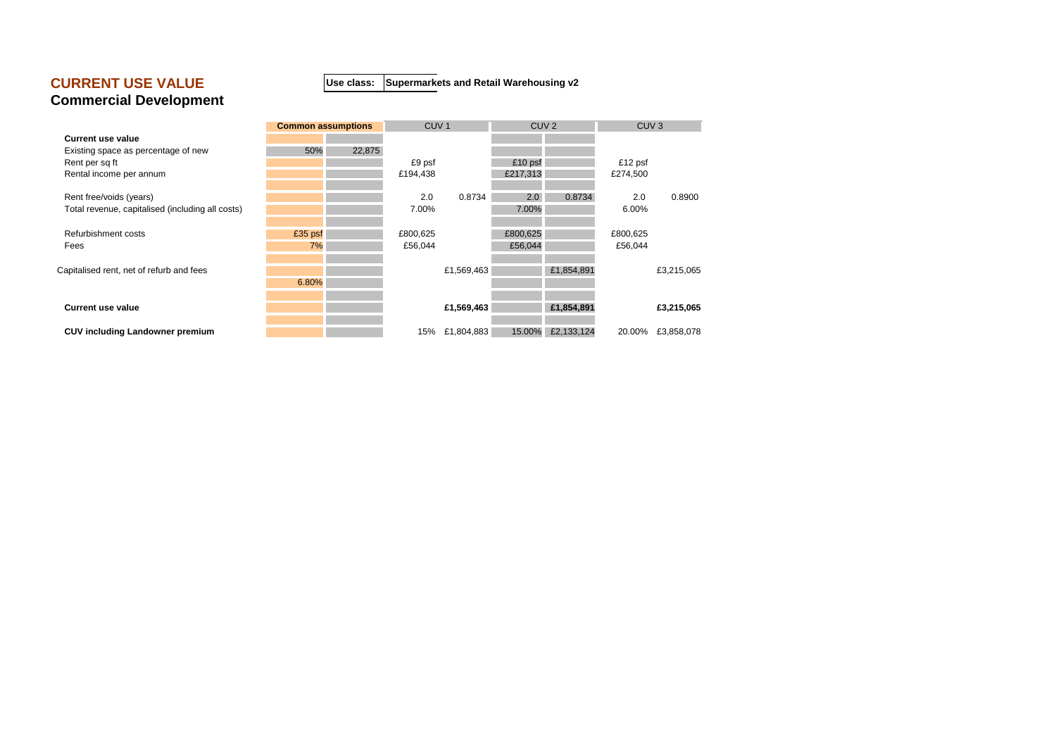## CURRENT USE VALUE
## Commercial Development

**Use class:** **Supermarkets and Retail Warehousing v2**

| | Common assumptions | | CUV 1 | | CUV 2 | | CUV 3 | |
|---|---|---|---|---|---|---|---|---|
| **Current use value** | | | | | | | | |
| Existing space as percentage of new | 50% | 22,875 | | | | | | |
| Rent per sq ft | | | £9 psf | | £10 psf | | £12 psf | |
| Rental income per annum | | | £194,438 | | £217,313 | | £274,500 | |
| | | | | | | | | |
| Rent free/voids (years) | | | 2.0 | 0.8734 | 2.0 | 0.8734 | 2.0 | 0.8900 |
| Total revenue, capitalised (including all costs) | | | 7.00% | | 7.00% | | 6.00% | |
| | | | | | | | | |
| Refurbishment costs | £35 psf | | £800,625 | | £800,625 | | £800,625 | |
| Fees | 7% | | £56,044 | | £56,044 | | £56,044 | |
| | | | | | | | | |
| Capitalised rent, net of refurb and fees | | | | £1,569,463 | | £1,854,891 | | £3,215,065 |
| | 6.80% | | | | | | | |
| | | | | | | | | |
| **Current use value** | | | | **£1,569,463** | | **£1,854,891** | | **£3,215,065** |
| | | | | | | | | |
| **CUV including Landowner premium** | | | 15% | £1,804,883 | 15.00% | £2,133,124 | 20.00% | £3,858,078 |